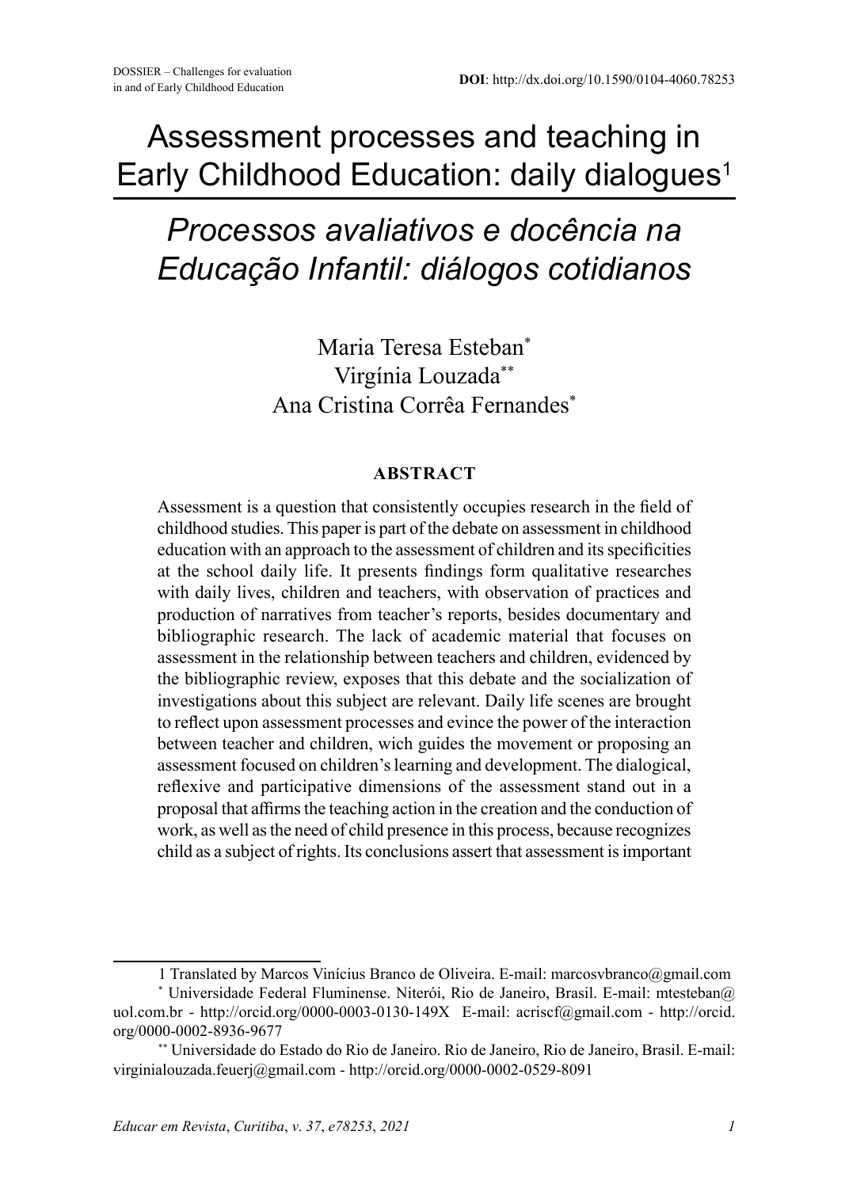DOSSIER – Challenges for evaluation in and of Early Childhood Education

**DOI**: http://dx.doi.org/10.1590/0104-4060.78253

# Assessment processes and teaching in Early Childhood Education: daily dialogues[1]

# *Processos avaliativos e docência na Educação Infantil: diálogos cotidianos*

Maria Teresa Esteban[*]
Virgínia Louzada[**]
Ana Cristina Corrêa Fernandes[*]

**ABSTRACT**

Assessment is a question that consistently occupies research in the field of childhood studies. This paper is part of the debate on assessment in childhood education with an approach to the assessment of children and its specificities at the school daily life. It presents findings form qualitative researches with daily lives, children and teachers, with observation of practices and production of narratives from teacher's reports, besides documentary and bibliographic research. The lack of academic material that focuses on assessment in the relationship between teachers and children, evidenced by the bibliographic review, exposes that this debate and the socialization of investigations about this subject are relevant. Daily life scenes are brought to reflect upon assessment processes and evince the power of the interaction between teacher and children, wich guides the movement or proposing an assessment focused on children's learning and development. The dialogical, reflexive and participative dimensions of the assessment stand out in a proposal that affirms the teaching action in the creation and the conduction of work, as well as the need of child presence in this process, because recognizes child as a subject of rights. Its conclusions assert that assessment is important

---

1 Translated by Marcos Vinícius Branco de Oliveira. E-mail: marcosvbranco@gmail.com

[*] Universidade Federal Fluminense. Niterói, Rio de Janeiro, Brasil. E-mail: mtesteban@uol.com.br - http://orcid.org/0000-0003-0130-149X E-mail: acriscf@gmail.com - http://orcid.org/0000-0002-8936-9677

[**] Universidade do Estado do Rio de Janeiro. Rio de Janeiro, Rio de Janeiro, Brasil. E-mail: virginialouzada.feuerj@gmail.com - http://orcid.org/0000-0002-0529-8091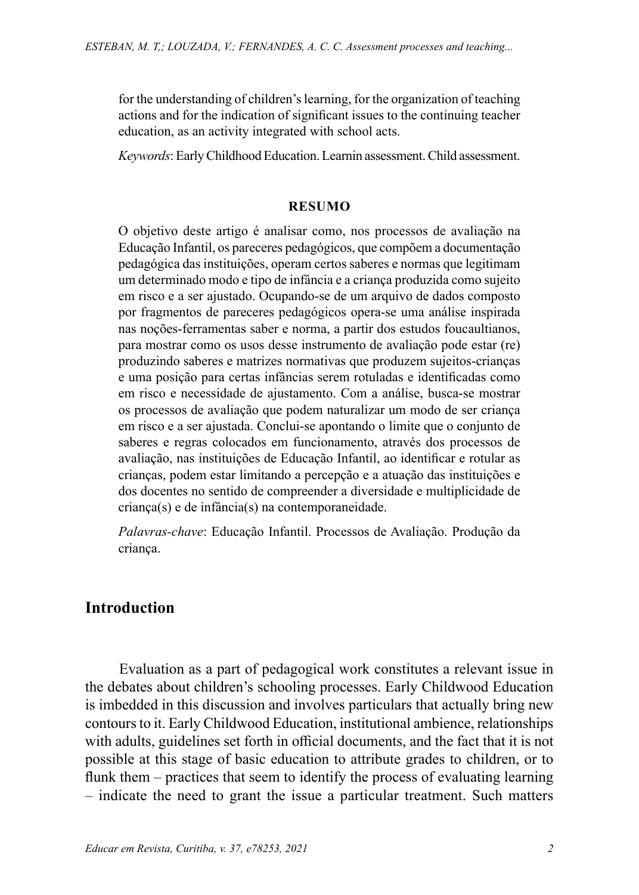for the understanding of children's learning, for the organization of teaching actions and for the indication of significant issues to the continuing teacher education, as an activity integrated with school acts.

*Keywords*: Early Childhood Education. Learnin assessment. Child assessment.

**RESUMO**

O objetivo deste artigo é analisar como, nos processos de avaliação na Educação Infantil, os pareceres pedagógicos, que compõem a documentação pedagógica das instituições, operam certos saberes e normas que legitimam um determinado modo e tipo de infância e a criança produzida como sujeito em risco e a ser ajustado. Ocupando-se de um arquivo de dados composto por fragmentos de pareceres pedagógicos opera-se uma análise inspirada nas noções-ferramentas saber e norma, a partir dos estudos foucaultianos, para mostrar como os usos desse instrumento de avaliação pode estar (re) produzindo saberes e matrizes normativas que produzem sujeitos-crianças e uma posição para certas infâncias serem rotuladas e identificadas como em risco e necessidade de ajustamento. Com a análise, busca-se mostrar os processos de avaliação que podem naturalizar um modo de ser criança em risco e a ser ajustada. Conclui-se apontando o limite que o conjunto de saberes e regras colocados em funcionamento, através dos processos de avaliação, nas instituições de Educação Infantil, ao identificar e rotular as crianças, podem estar limitando a percepção e a atuação das instituições e dos docentes no sentido de compreender a diversidade e multiplicidade de criança(s) e de infância(s) na contemporaneidade.

*Palavras-chave*: Educação Infantil. Processos de Avaliação. Produção da criança.

## Introduction

Evaluation as a part of pedagogical work constitutes a relevant issue in the debates about children's schooling processes. Early Childwood Education is imbedded in this discussion and involves particulars that actually bring new contours to it. Early Childwood Education, institutional ambience, relationships with adults, guidelines set forth in official documents, and the fact that it is not possible at this stage of basic education to attribute grades to children, or to flunk them – practices that seem to identify the process of evaluating learning – indicate the need to grant the issue a particular treatment. Such matters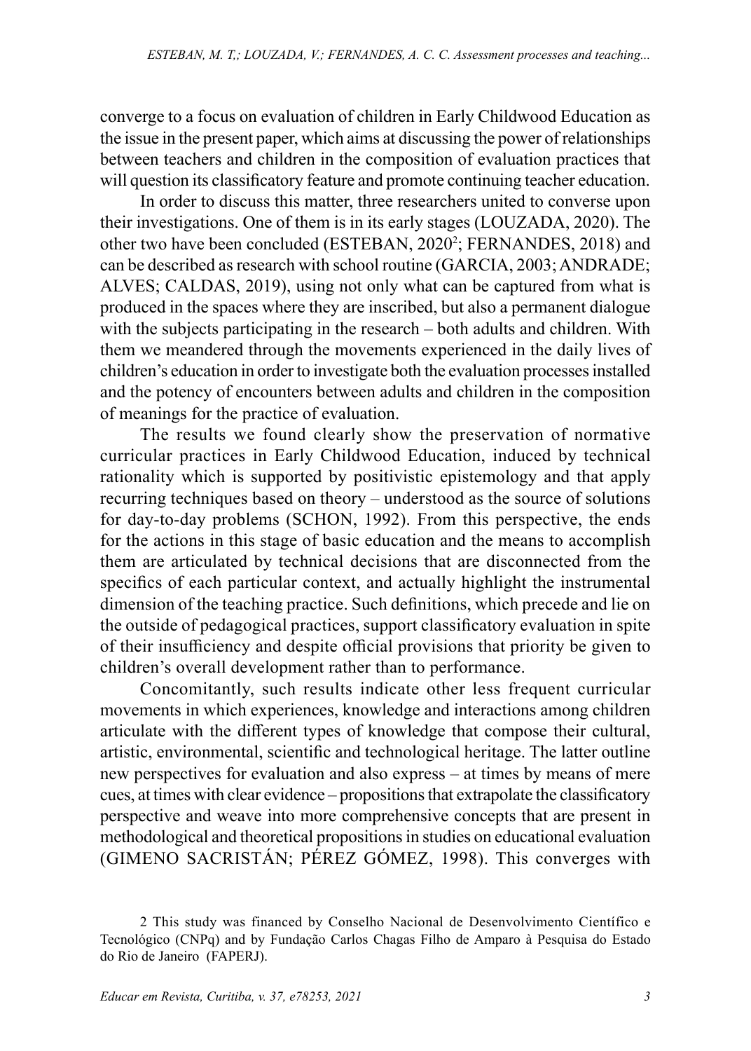converge to a focus on evaluation of children in Early Childwood Education as the issue in the present paper, which aims at discussing the power of relationships between teachers and children in the composition of evaluation practices that will question its classificatory feature and promote continuing teacher education.

In order to discuss this matter, three researchers united to converse upon their investigations. One of them is in its early stages (LOUZADA, 2020). The other two have been concluded (ESTEBAN, 2020[2]; FERNANDES, 2018) and can be described as research with school routine (GARCIA, 2003; ANDRADE; ALVES; CALDAS, 2019), using not only what can be captured from what is produced in the spaces where they are inscribed, but also a permanent dialogue with the subjects participating in the research – both adults and children. With them we meandered through the movements experienced in the daily lives of children's education in order to investigate both the evaluation processes installed and the potency of encounters between adults and children in the composition of meanings for the practice of evaluation.

The results we found clearly show the preservation of normative curricular practices in Early Childwood Education, induced by technical rationality which is supported by positivistic epistemology and that apply recurring techniques based on theory – understood as the source of solutions for day-to-day problems (SCHON, 1992). From this perspective, the ends for the actions in this stage of basic education and the means to accomplish them are articulated by technical decisions that are disconnected from the specifics of each particular context, and actually highlight the instrumental dimension of the teaching practice. Such definitions, which precede and lie on the outside of pedagogical practices, support classificatory evaluation in spite of their insufficiency and despite official provisions that priority be given to children's overall development rather than to performance.

Concomitantly, such results indicate other less frequent curricular movements in which experiences, knowledge and interactions among children articulate with the different types of knowledge that compose their cultural, artistic, environmental, scientific and technological heritage. The latter outline new perspectives for evaluation and also express – at times by means of mere cues, at times with clear evidence – propositions that extrapolate the classificatory perspective and weave into more comprehensive concepts that are present in methodological and theoretical propositions in studies on educational evaluation (GIMENO SACRISTÁN; PÉREZ GÓMEZ, 1998). This converges with

2 This study was financed by Conselho Nacional de Desenvolvimento Científico e Tecnológico (CNPq) and by Fundação Carlos Chagas Filho de Amparo à Pesquisa do Estado do Rio de Janeiro (FAPERJ).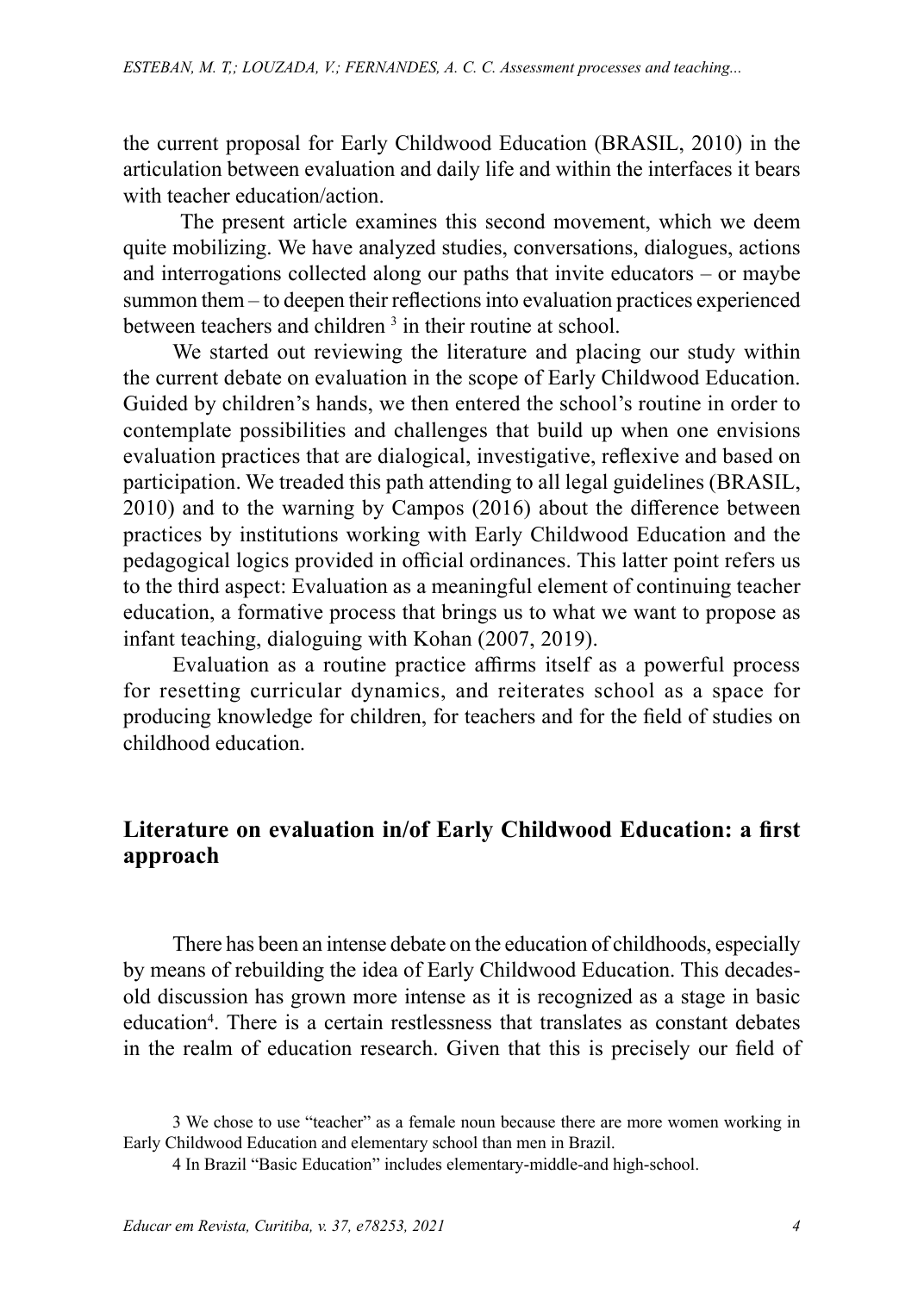the current proposal for Early Childwood Education (BRASIL, 2010) in the articulation between evaluation and daily life and within the interfaces it bears with teacher education/action.

The present article examines this second movement, which we deem quite mobilizing. We have analyzed studies, conversations, dialogues, actions and interrogations collected along our paths that invite educators – or maybe summon them – to deepen their reflections into evaluation practices experienced between teachers and children [3] in their routine at school.

We started out reviewing the literature and placing our study within the current debate on evaluation in the scope of Early Childwood Education. Guided by children's hands, we then entered the school's routine in order to contemplate possibilities and challenges that build up when one envisions evaluation practices that are dialogical, investigative, reflexive and based on participation. We treaded this path attending to all legal guidelines (BRASIL, 2010) and to the warning by Campos (2016) about the difference between practices by institutions working with Early Childwood Education and the pedagogical logics provided in official ordinances. This latter point refers us to the third aspect: Evaluation as a meaningful element of continuing teacher education, a formative process that brings us to what we want to propose as infant teaching, dialoguing with Kohan (2007, 2019).

Evaluation as a routine practice affirms itself as a powerful process for resetting curricular dynamics, and reiterates school as a space for producing knowledge for children, for teachers and for the field of studies on childhood education.

## Literature on evaluation in/of Early Childwood Education: a first approach

There has been an intense debate on the education of childhoods, especially by means of rebuilding the idea of Early Childwood Education. This decades-old discussion has grown more intense as it is recognized as a stage in basic education[4]. There is a certain restlessness that translates as constant debates in the realm of education research. Given that this is precisely our field of

3 We chose to use "teacher" as a female noun because there are more women working in Early Childwood Education and elementary school than men in Brazil.

4 In Brazil "Basic Education" includes elementary-middle-and high-school.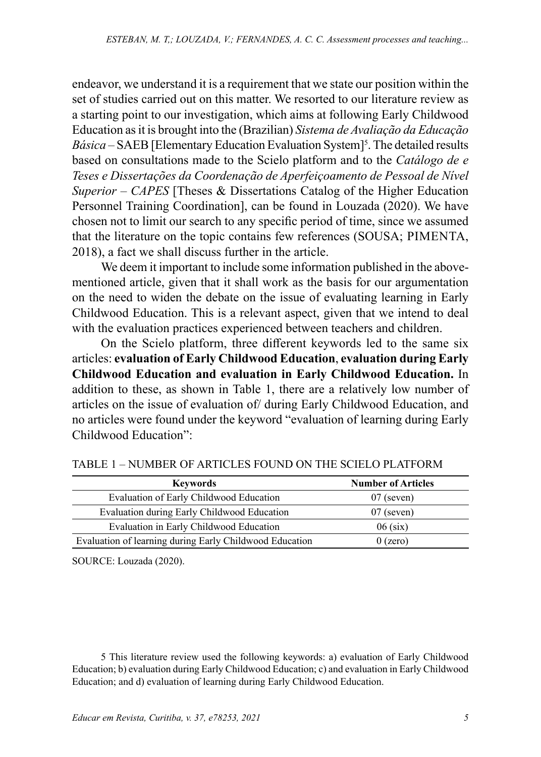endeavor, we understand it is a requirement that we state our position within the set of studies carried out on this matter. We resorted to our literature review as a starting point to our investigation, which aims at following Early Childwood Education as it is brought into the (Brazilian) *Sistema de Avaliação da Educação Básica* – SAEB [Elementary Education Evaluation System][5]. The detailed results based on consultations made to the Scielo platform and to the *Catálogo de e Teses e Dissertações da Coordenação de Aperfeiçoamento de Pessoal de Nível Superior – CAPES* [Theses & Dissertations Catalog of the Higher Education Personnel Training Coordination], can be found in Louzada (2020). We have chosen not to limit our search to any specific period of time, since we assumed that the literature on the topic contains few references (SOUSA; PIMENTA, 2018), a fact we shall discuss further in the article.

We deem it important to include some information published in the above-mentioned article, given that it shall work as the basis for our argumentation on the need to widen the debate on the issue of evaluating learning in Early Childwood Education. This is a relevant aspect, given that we intend to deal with the evaluation practices experienced between teachers and children.

On the Scielo platform, three different keywords led to the same six articles: **evaluation of Early Childwood Education**, **evaluation during Early Childwood Education and evaluation in Early Childwood Education.** In addition to these, as shown in Table 1, there are a relatively low number of articles on the issue of evaluation of/ during Early Childwood Education, and no articles were found under the keyword "evaluation of learning during Early Childwood Education":

TABLE 1 – NUMBER OF ARTICLES FOUND ON THE SCIELO PLATFORM

| Keywords | Number of Articles |
|---|---|
| Evaluation of Early Childwood Education | 07 (seven) |
| Evaluation during Early Childwood Education | 07 (seven) |
| Evaluation in Early Childwood Education | 06 (six) |
| Evaluation of learning during Early Childwood Education | 0 (zero) |

SOURCE: Louzada (2020).

5 This literature review used the following keywords: a) evaluation of Early Childwood Education; b) evaluation during Early Childwood Education; c) and evaluation in Early Childwood Education; and d) evaluation of learning during Early Childwood Education.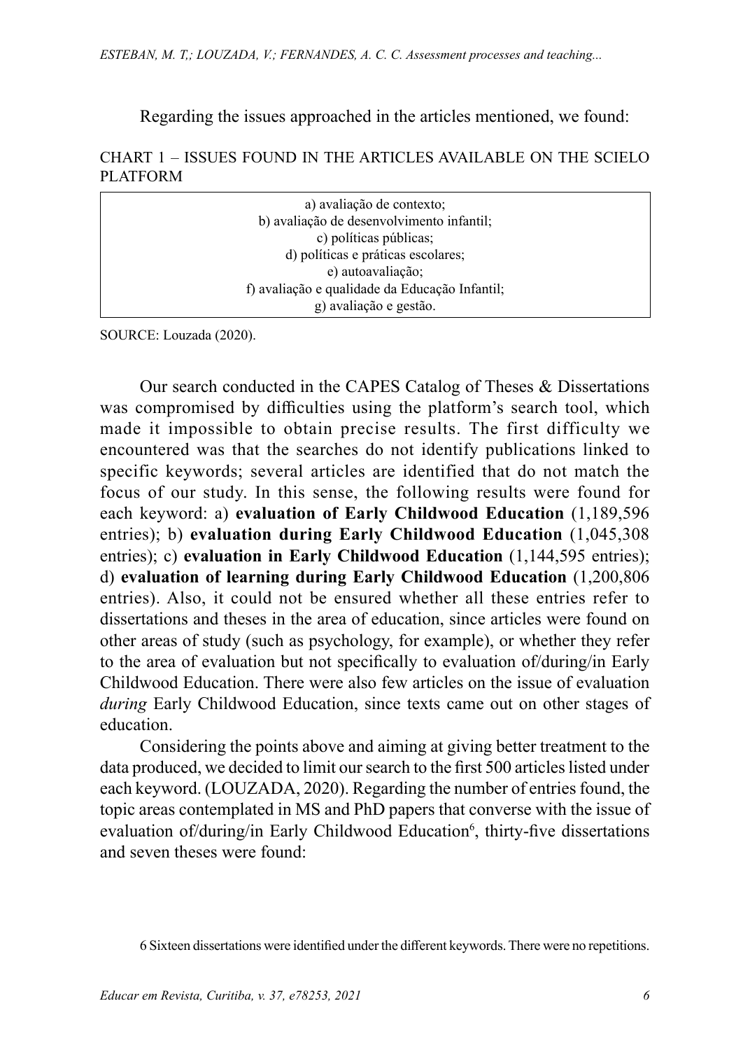Regarding the issues approached in the articles mentioned, we found:

CHART 1 – ISSUES FOUND IN THE ARTICLES AVAILABLE ON THE SCIELO PLATFORM

| |
|---|
| a) avaliação de contexto; |
| b) avaliação de desenvolvimento infantil; |
| c) políticas públicas; |
| d) políticas e práticas escolares; |
| e) autoavaliação; |
| f) avaliação e qualidade da Educação Infantil; |
| g) avaliação e gestão. |

SOURCE: Louzada (2020).

Our search conducted in the CAPES Catalog of Theses & Dissertations was compromised by difficulties using the platform's search tool, which made it impossible to obtain precise results. The first difficulty we encountered was that the searches do not identify publications linked to specific keywords; several articles are identified that do not match the focus of our study. In this sense, the following results were found for each keyword: a) **evaluation of Early Childwood Education** (1,189,596 entries); b) **evaluation during Early Childwood Education** (1,045,308 entries); c) **evaluation in Early Childwood Education** (1,144,595 entries); d) **evaluation of learning during Early Childwood Education** (1,200,806 entries). Also, it could not be ensured whether all these entries refer to dissertations and theses in the area of education, since articles were found on other areas of study (such as psychology, for example), or whether they refer to the area of evaluation but not specifically to evaluation of/during/in Early Childwood Education. There were also few articles on the issue of evaluation *during* Early Childwood Education, since texts came out on other stages of education.

Considering the points above and aiming at giving better treatment to the data produced, we decided to limit our search to the first 500 articles listed under each keyword. (LOUZADA, 2020). Regarding the number of entries found, the topic areas contemplated in MS and PhD papers that converse with the issue of evaluation of/during/in Early Childwood Education[6], thirty-five dissertations and seven theses were found:

6 Sixteen dissertations were identified under the different keywords. There were no repetitions.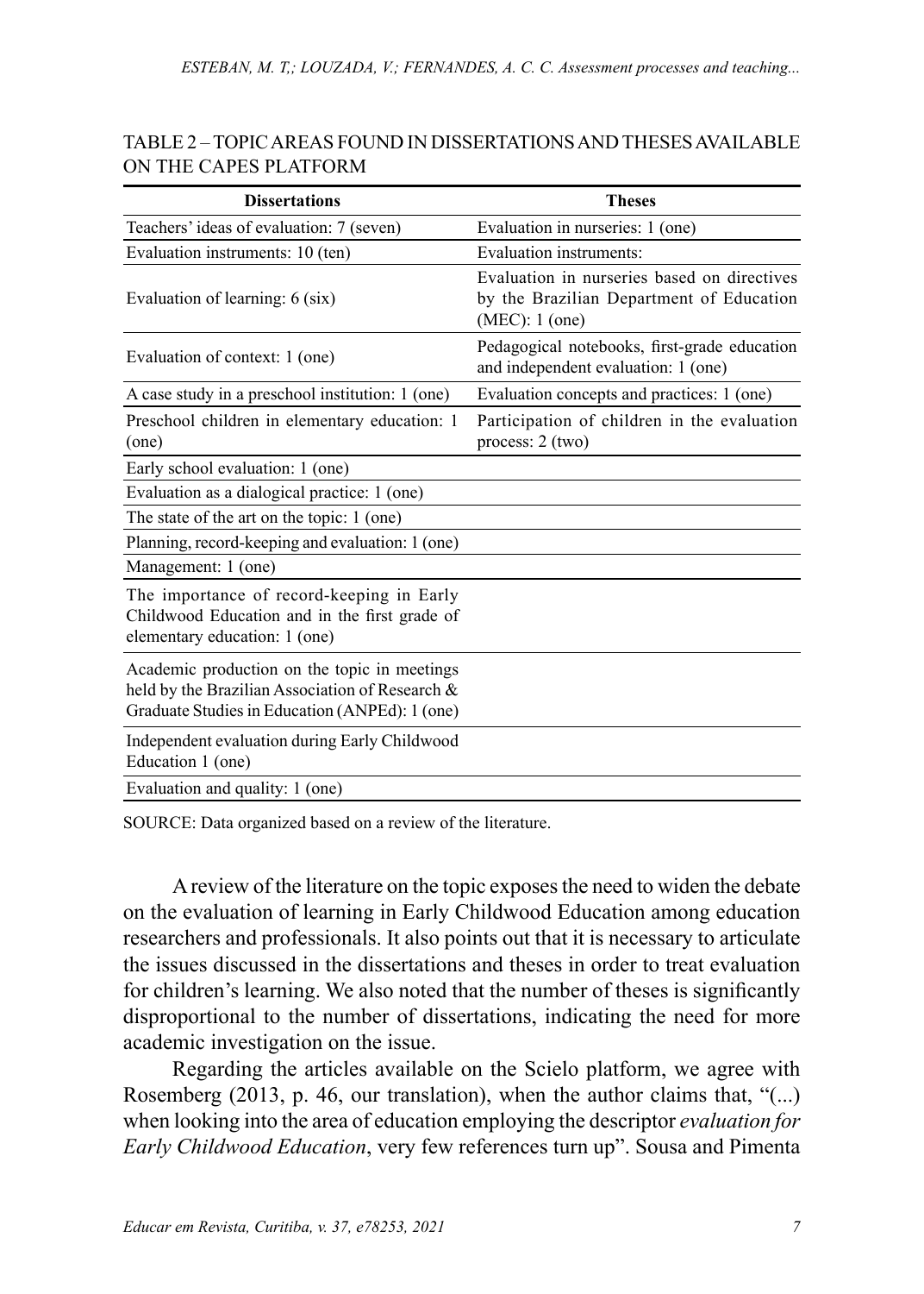TABLE 2 – TOPIC AREAS FOUND IN DISSERTATIONS AND THESES AVAILABLE ON THE CAPES PLATFORM

| Dissertations | Theses |
|---|---|
| Teachers' ideas of evaluation: 7 (seven) | Evaluation in nurseries: 1 (one) |
| Evaluation instruments: 10 (ten) | Evaluation instruments: |
| Evaluation of learning: 6 (six) | Evaluation in nurseries based on directives by the Brazilian Department of Education (MEC): 1 (one) |
| Evaluation of context: 1 (one) | Pedagogical notebooks, first-grade education and independent evaluation: 1 (one) |
| A case study in a preschool institution: 1 (one) | Evaluation concepts and practices: 1 (one) |
| Preschool children in elementary education: 1 (one) | Participation of children in the evaluation process: 2 (two) |
| Early school evaluation: 1 (one) | |
| Evaluation as a dialogical practice: 1 (one) | |
| The state of the art on the topic: 1 (one) | |
| Planning, record-keeping and evaluation: 1 (one) | |
| Management: 1 (one) | |
| The importance of record-keeping in Early Childwood Education and in the first grade of elementary education: 1 (one) | |
| Academic production on the topic in meetings held by the Brazilian Association of Research & Graduate Studies in Education (ANPEd): 1 (one) | |
| Independent evaluation during Early Childwood Education 1 (one) | |
| Evaluation and quality: 1 (one) | |

SOURCE: Data organized based on a review of the literature.

A review of the literature on the topic exposes the need to widen the debate on the evaluation of learning in Early Childwood Education among education researchers and professionals. It also points out that it is necessary to articulate the issues discussed in the dissertations and theses in order to treat evaluation for children's learning. We also noted that the number of theses is significantly disproportional to the number of dissertations, indicating the need for more academic investigation on the issue.

Regarding the articles available on the Scielo platform, we agree with Rosemberg (2013, p. 46, our translation), when the author claims that, "(...) when looking into the area of education employing the descriptor *evaluation for Early Childwood Education*, very few references turn up". Sousa and Pimenta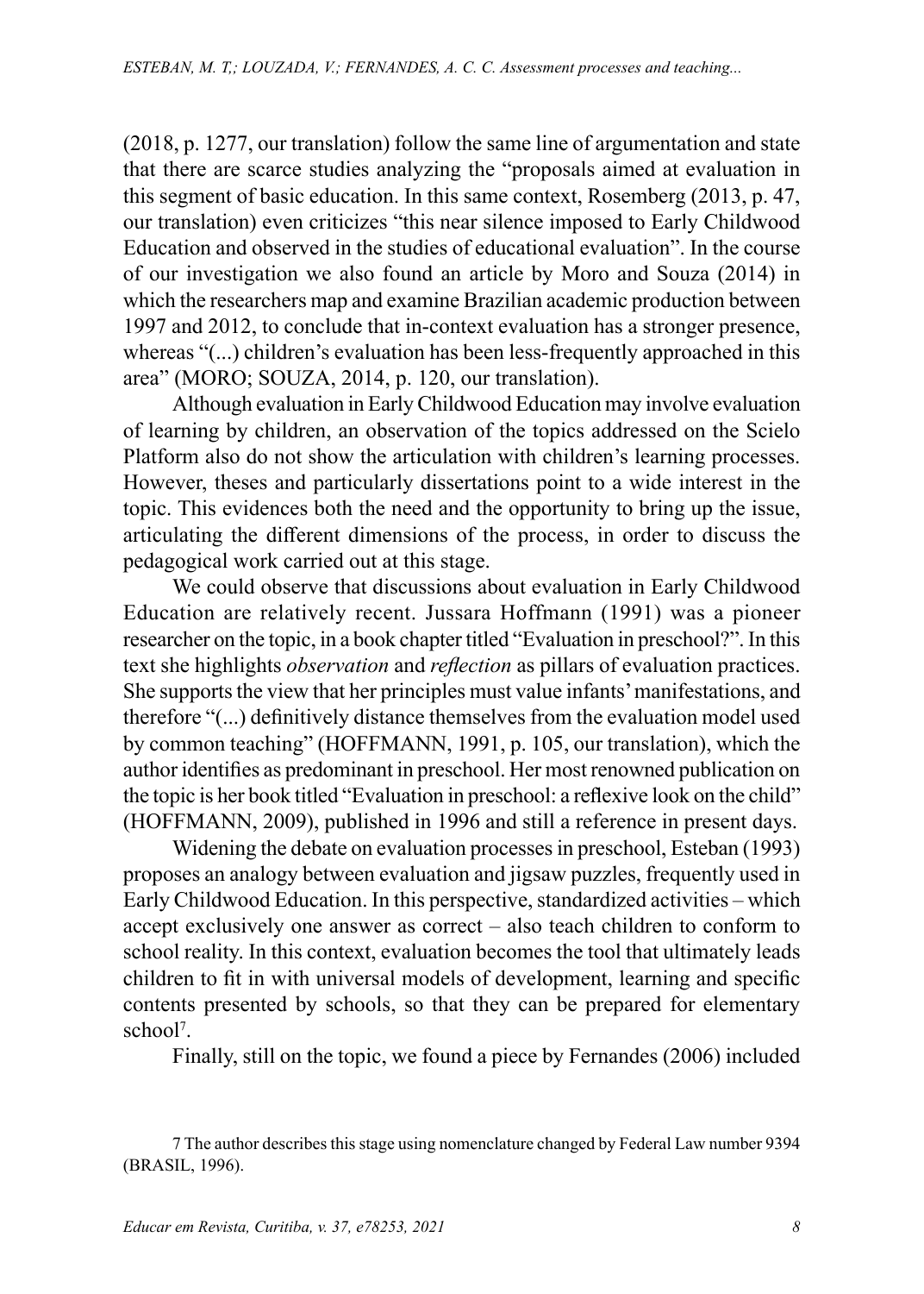(2018, p. 1277, our translation) follow the same line of argumentation and state that there are scarce studies analyzing the "proposals aimed at evaluation in this segment of basic education. In this same context, Rosemberg (2013, p. 47, our translation) even criticizes "this near silence imposed to Early Childwood Education and observed in the studies of educational evaluation". In the course of our investigation we also found an article by Moro and Souza (2014) in which the researchers map and examine Brazilian academic production between 1997 and 2012, to conclude that in-context evaluation has a stronger presence, whereas "(...) children's evaluation has been less-frequently approached in this area" (MORO; SOUZA, 2014, p. 120, our translation).

Although evaluation in Early Childwood Education may involve evaluation of learning by children, an observation of the topics addressed on the Scielo Platform also do not show the articulation with children's learning processes. However, theses and particularly dissertations point to a wide interest in the topic. This evidences both the need and the opportunity to bring up the issue, articulating the different dimensions of the process, in order to discuss the pedagogical work carried out at this stage.

We could observe that discussions about evaluation in Early Childwood Education are relatively recent. Jussara Hoffmann (1991) was a pioneer researcher on the topic, in a book chapter titled "Evaluation in preschool?". In this text she highlights *observation* and *reflection* as pillars of evaluation practices. She supports the view that her principles must value infants' manifestations, and therefore "(...) definitively distance themselves from the evaluation model used by common teaching" (HOFFMANN, 1991, p. 105, our translation), which the author identifies as predominant in preschool. Her most renowned publication on the topic is her book titled "Evaluation in preschool: a reflexive look on the child" (HOFFMANN, 2009), published in 1996 and still a reference in present days.

Widening the debate on evaluation processes in preschool, Esteban (1993) proposes an analogy between evaluation and jigsaw puzzles, frequently used in Early Childwood Education. In this perspective, standardized activities – which accept exclusively one answer as correct – also teach children to conform to school reality. In this context, evaluation becomes the tool that ultimately leads children to fit in with universal models of development, learning and specific contents presented by schools, so that they can be prepared for elementary school[7].

Finally, still on the topic, we found a piece by Fernandes (2006) included

7 The author describes this stage using nomenclature changed by Federal Law number 9394 (BRASIL, 1996).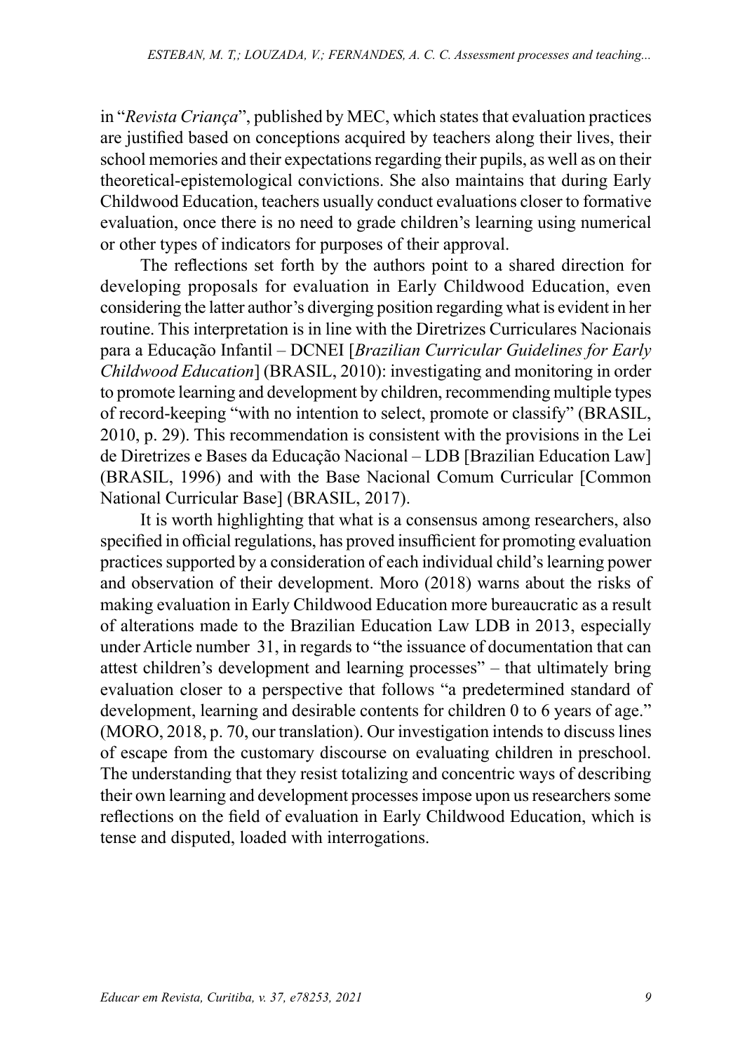in "*Revista Criança*", published by MEC, which states that evaluation practices are justified based on conceptions acquired by teachers along their lives, their school memories and their expectations regarding their pupils, as well as on their theoretical-epistemological convictions. She also maintains that during Early Childwood Education, teachers usually conduct evaluations closer to formative evaluation, once there is no need to grade children's learning using numerical or other types of indicators for purposes of their approval.

The reflections set forth by the authors point to a shared direction for developing proposals for evaluation in Early Childwood Education, even considering the latter author's diverging position regarding what is evident in her routine. This interpretation is in line with the Diretrizes Curriculares Nacionais para a Educação Infantil – DCNEI [*Brazilian Curricular Guidelines for Early Childwood Education*] (BRASIL, 2010): investigating and monitoring in order to promote learning and development by children, recommending multiple types of record-keeping "with no intention to select, promote or classify" (BRASIL, 2010, p. 29). This recommendation is consistent with the provisions in the Lei de Diretrizes e Bases da Educação Nacional – LDB [Brazilian Education Law] (BRASIL, 1996) and with the Base Nacional Comum Curricular [Common National Curricular Base] (BRASIL, 2017).

It is worth highlighting that what is a consensus among researchers, also specified in official regulations, has proved insufficient for promoting evaluation practices supported by a consideration of each individual child's learning power and observation of their development. Moro (2018) warns about the risks of making evaluation in Early Childwood Education more bureaucratic as a result of alterations made to the Brazilian Education Law LDB in 2013, especially under Article number 31, in regards to "the issuance of documentation that can attest children's development and learning processes" – that ultimately bring evaluation closer to a perspective that follows "a predetermined standard of development, learning and desirable contents for children 0 to 6 years of age." (MORO, 2018, p. 70, our translation). Our investigation intends to discuss lines of escape from the customary discourse on evaluating children in preschool. The understanding that they resist totalizing and concentric ways of describing their own learning and development processes impose upon us researchers some reflections on the field of evaluation in Early Childwood Education, which is tense and disputed, loaded with interrogations.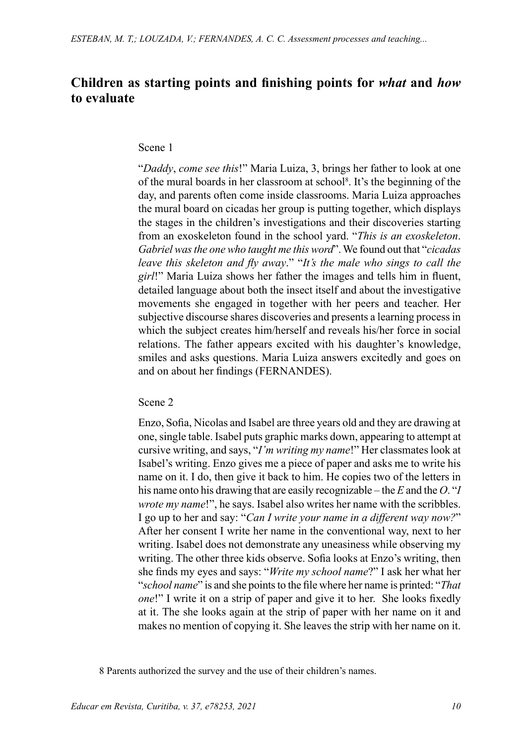## Children as starting points and finishing points for *what* and *how* to evaluate

Scene 1

"*Daddy*, *come see this*!" Maria Luiza, 3, brings her father to look at one of the mural boards in her classroom at school[8]. It's the beginning of the day, and parents often come inside classrooms. Maria Luiza approaches the mural board on cicadas her group is putting together, which displays the stages in the children's investigations and their discoveries starting from an exoskeleton found in the school yard. "*This is an exoskeleton*. *Gabriel was the one who taught me this word*". We found out that "*cicadas leave this skeleton and fly away*." "*It's the male who sings to call the girl*!" Maria Luiza shows her father the images and tells him in fluent, detailed language about both the insect itself and about the investigative movements she engaged in together with her peers and teacher. Her subjective discourse shares discoveries and presents a learning process in which the subject creates him/herself and reveals his/her force in social relations. The father appears excited with his daughter's knowledge, smiles and asks questions. Maria Luiza answers excitedly and goes on and on about her findings (FERNANDES).

Scene 2

Enzo, Sofia, Nicolas and Isabel are three years old and they are drawing at one, single table. Isabel puts graphic marks down, appearing to attempt at cursive writing, and says, "*I'm writing my name*!" Her classmates look at Isabel's writing. Enzo gives me a piece of paper and asks me to write his name on it. I do, then give it back to him. He copies two of the letters in his name onto his drawing that are easily recognizable – the *E* and the *O*. "*I wrote my name*!", he says. Isabel also writes her name with the scribbles. I go up to her and say: "*Can I write your name in a different way now?*" After her consent I write her name in the conventional way, next to her writing. Isabel does not demonstrate any uneasiness while observing my writing. The other three kids observe. Sofia looks at Enzo's writing, then she finds my eyes and says: "*Write my school name*?" I ask her what her "*school name*" is and she points to the file where her name is printed: "*That one*!" I write it on a strip of paper and give it to her. She looks fixedly at it. The she looks again at the strip of paper with her name on it and makes no mention of copying it. She leaves the strip with her name on it.

8 Parents authorized the survey and the use of their children's names.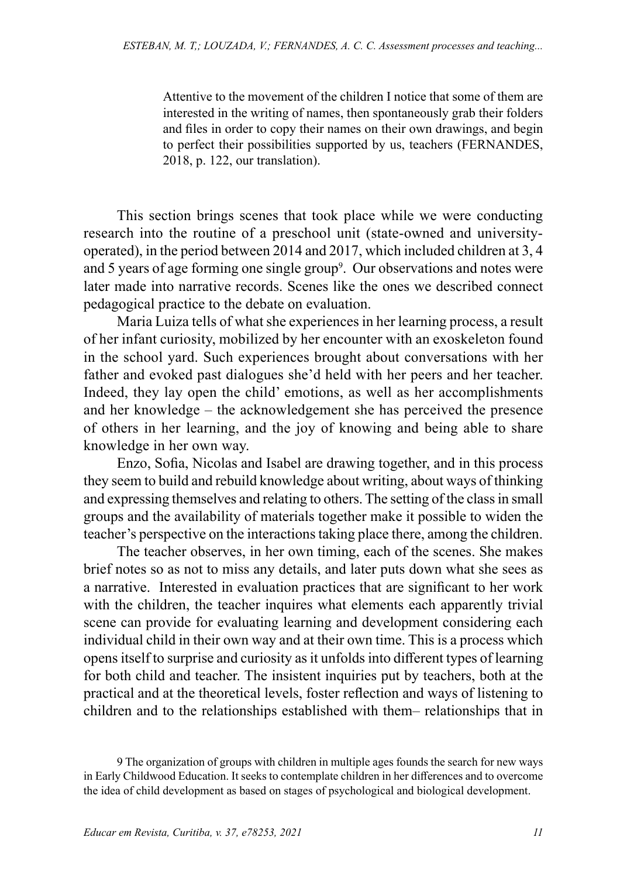> Attentive to the movement of the children I notice that some of them are interested in the writing of names, then spontaneously grab their folders and files in order to copy their names on their own drawings, and begin to perfect their possibilities supported by us, teachers (FERNANDES, 2018, p. 122, our translation).

This section brings scenes that took place while we were conducting research into the routine of a preschool unit (state-owned and university-operated), in the period between 2014 and 2017, which included children at 3, 4 and 5 years of age forming one single group[9]. Our observations and notes were later made into narrative records. Scenes like the ones we described connect pedagogical practice to the debate on evaluation.

Maria Luiza tells of what she experiences in her learning process, a result of her infant curiosity, mobilized by her encounter with an exoskeleton found in the school yard. Such experiences brought about conversations with her father and evoked past dialogues she'd held with her peers and her teacher. Indeed, they lay open the child' emotions, as well as her accomplishments and her knowledge – the acknowledgement she has perceived the presence of others in her learning, and the joy of knowing and being able to share knowledge in her own way.

Enzo, Sofia, Nicolas and Isabel are drawing together, and in this process they seem to build and rebuild knowledge about writing, about ways of thinking and expressing themselves and relating to others. The setting of the class in small groups and the availability of materials together make it possible to widen the teacher's perspective on the interactions taking place there, among the children.

The teacher observes, in her own timing, each of the scenes. She makes brief notes so as not to miss any details, and later puts down what she sees as a narrative. Interested in evaluation practices that are significant to her work with the children, the teacher inquires what elements each apparently trivial scene can provide for evaluating learning and development considering each individual child in their own way and at their own time. This is a process which opens itself to surprise and curiosity as it unfolds into different types of learning for both child and teacher. The insistent inquiries put by teachers, both at the practical and at the theoretical levels, foster reflection and ways of listening to children and to the relationships established with them– relationships that in

9 The organization of groups with children in multiple ages founds the search for new ways in Early Childwood Education. It seeks to contemplate children in her differences and to overcome the idea of child development as based on stages of psychological and biological development.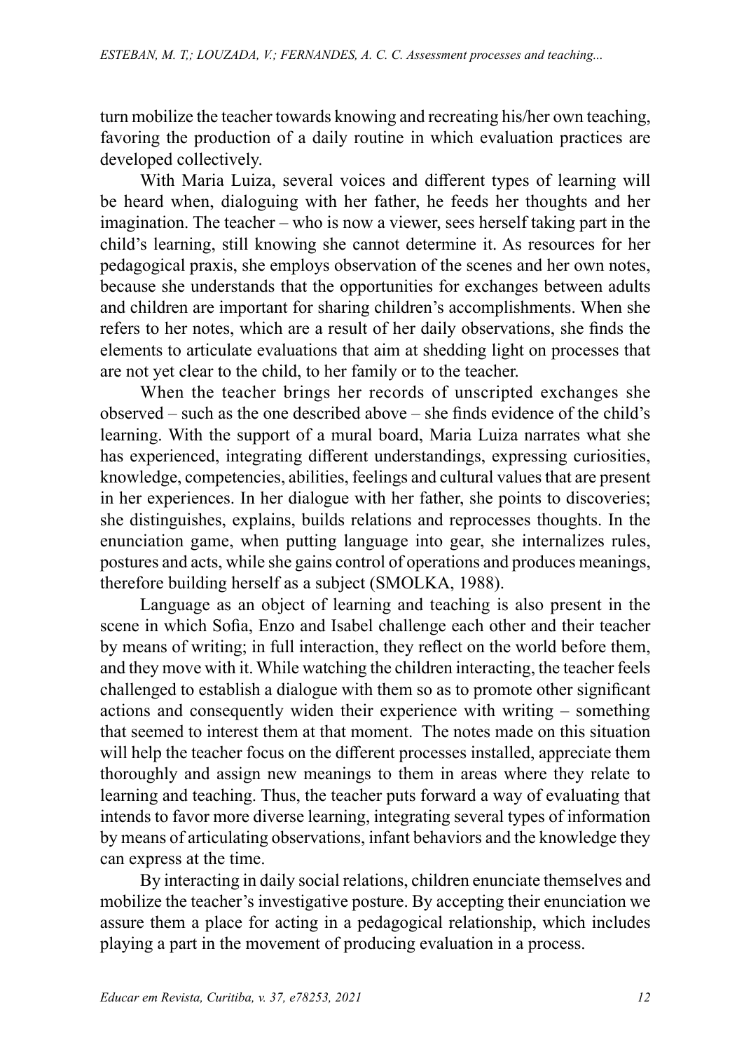turn mobilize the teacher towards knowing and recreating his/her own teaching, favoring the production of a daily routine in which evaluation practices are developed collectively.

With Maria Luiza, several voices and different types of learning will be heard when, dialoguing with her father, he feeds her thoughts and her imagination. The teacher – who is now a viewer, sees herself taking part in the child's learning, still knowing she cannot determine it. As resources for her pedagogical praxis, she employs observation of the scenes and her own notes, because she understands that the opportunities for exchanges between adults and children are important for sharing children's accomplishments. When she refers to her notes, which are a result of her daily observations, she finds the elements to articulate evaluations that aim at shedding light on processes that are not yet clear to the child, to her family or to the teacher.

When the teacher brings her records of unscripted exchanges she observed – such as the one described above – she finds evidence of the child's learning. With the support of a mural board, Maria Luiza narrates what she has experienced, integrating different understandings, expressing curiosities, knowledge, competencies, abilities, feelings and cultural values that are present in her experiences. In her dialogue with her father, she points to discoveries; she distinguishes, explains, builds relations and reprocesses thoughts. In the enunciation game, when putting language into gear, she internalizes rules, postures and acts, while she gains control of operations and produces meanings, therefore building herself as a subject (SMOLKA, 1988).

Language as an object of learning and teaching is also present in the scene in which Sofia, Enzo and Isabel challenge each other and their teacher by means of writing; in full interaction, they reflect on the world before them, and they move with it. While watching the children interacting, the teacher feels challenged to establish a dialogue with them so as to promote other significant actions and consequently widen their experience with writing – something that seemed to interest them at that moment. The notes made on this situation will help the teacher focus on the different processes installed, appreciate them thoroughly and assign new meanings to them in areas where they relate to learning and teaching. Thus, the teacher puts forward a way of evaluating that intends to favor more diverse learning, integrating several types of information by means of articulating observations, infant behaviors and the knowledge they can express at the time.

By interacting in daily social relations, children enunciate themselves and mobilize the teacher's investigative posture. By accepting their enunciation we assure them a place for acting in a pedagogical relationship, which includes playing a part in the movement of producing evaluation in a process.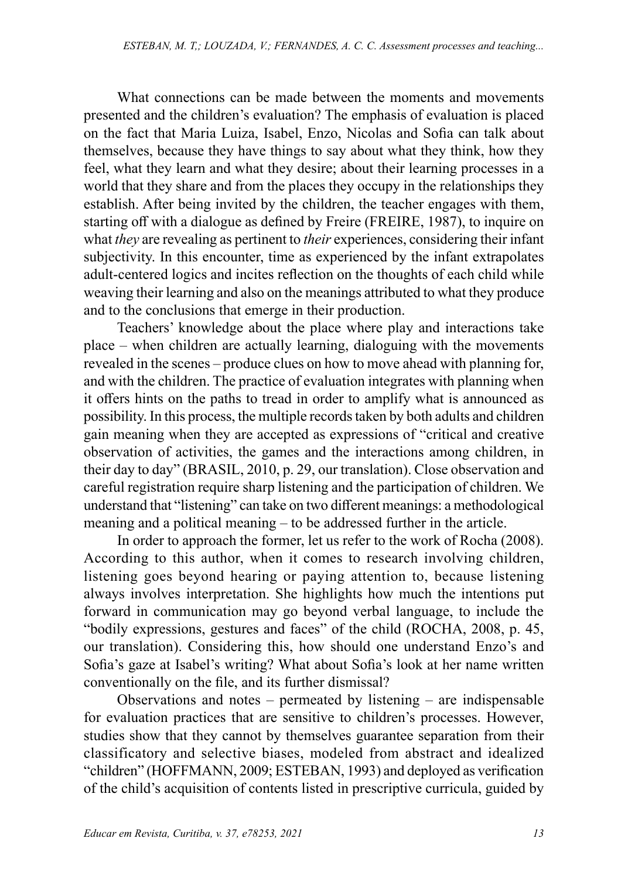What connections can be made between the moments and movements presented and the children's evaluation? The emphasis of evaluation is placed on the fact that Maria Luiza, Isabel, Enzo, Nicolas and Sofia can talk about themselves, because they have things to say about what they think, how they feel, what they learn and what they desire; about their learning processes in a world that they share and from the places they occupy in the relationships they establish. After being invited by the children, the teacher engages with them, starting off with a dialogue as defined by Freire (FREIRE, 1987), to inquire on what *they* are revealing as pertinent to *their* experiences, considering their infant subjectivity. In this encounter, time as experienced by the infant extrapolates adult-centered logics and incites reflection on the thoughts of each child while weaving their learning and also on the meanings attributed to what they produce and to the conclusions that emerge in their production.

Teachers' knowledge about the place where play and interactions take place – when children are actually learning, dialoguing with the movements revealed in the scenes – produce clues on how to move ahead with planning for, and with the children. The practice of evaluation integrates with planning when it offers hints on the paths to tread in order to amplify what is announced as possibility. In this process, the multiple records taken by both adults and children gain meaning when they are accepted as expressions of "critical and creative observation of activities, the games and the interactions among children, in their day to day" (BRASIL, 2010, p. 29, our translation). Close observation and careful registration require sharp listening and the participation of children. We understand that "listening" can take on two different meanings: a methodological meaning and a political meaning – to be addressed further in the article.

In order to approach the former, let us refer to the work of Rocha (2008). According to this author, when it comes to research involving children, listening goes beyond hearing or paying attention to, because listening always involves interpretation. She highlights how much the intentions put forward in communication may go beyond verbal language, to include the "bodily expressions, gestures and faces" of the child (ROCHA, 2008, p. 45, our translation). Considering this, how should one understand Enzo's and Sofia's gaze at Isabel's writing? What about Sofia's look at her name written conventionally on the file, and its further dismissal?

Observations and notes – permeated by listening – are indispensable for evaluation practices that are sensitive to children's processes. However, studies show that they cannot by themselves guarantee separation from their classificatory and selective biases, modeled from abstract and idealized "children" (HOFFMANN, 2009; ESTEBAN, 1993) and deployed as verification of the child's acquisition of contents listed in prescriptive curricula, guided by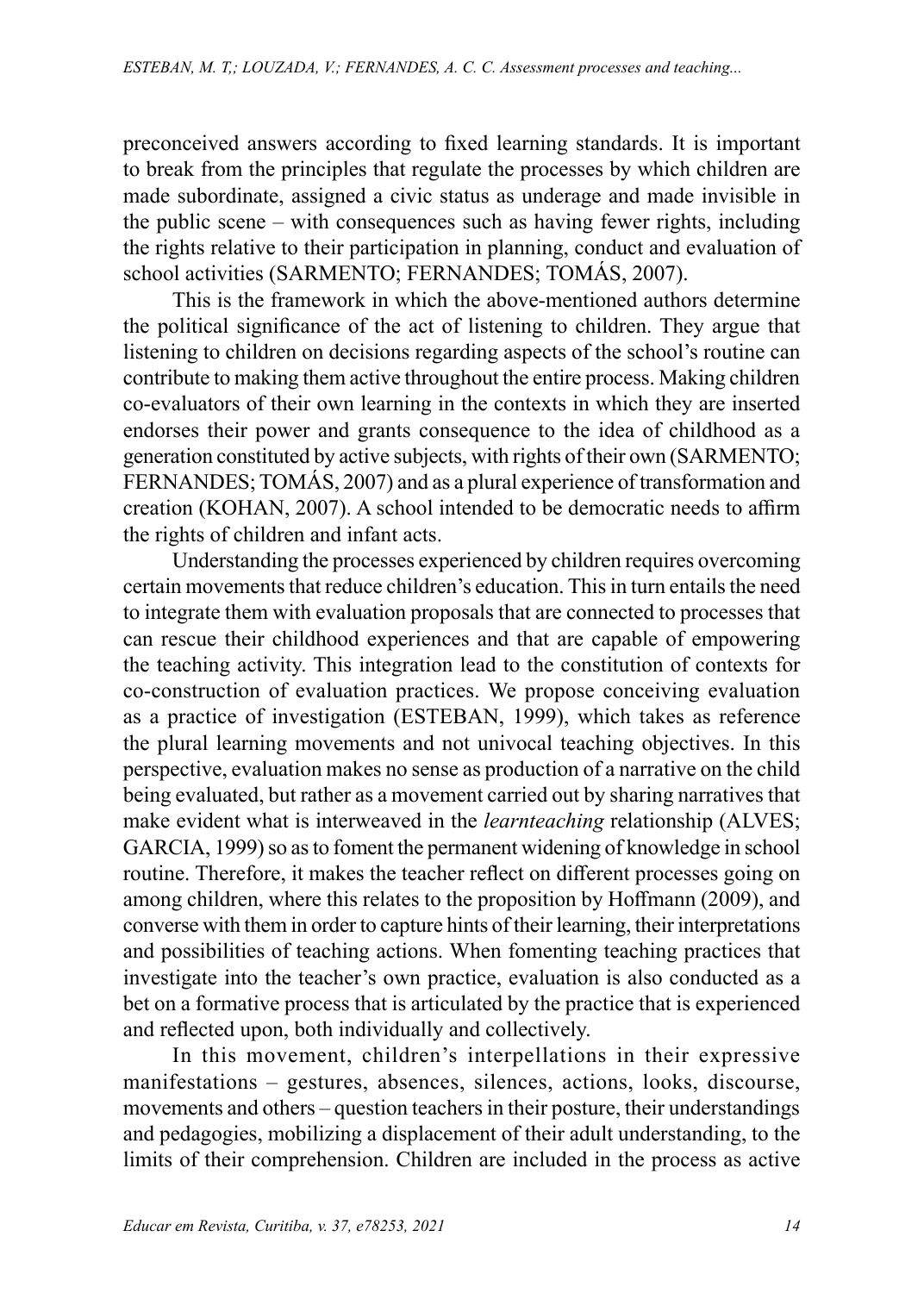preconceived answers according to fixed learning standards. It is important to break from the principles that regulate the processes by which children are made subordinate, assigned a civic status as underage and made invisible in the public scene – with consequences such as having fewer rights, including the rights relative to their participation in planning, conduct and evaluation of school activities (SARMENTO; FERNANDES; TOMÁS, 2007).

This is the framework in which the above-mentioned authors determine the political significance of the act of listening to children. They argue that listening to children on decisions regarding aspects of the school's routine can contribute to making them active throughout the entire process. Making children co-evaluators of their own learning in the contexts in which they are inserted endorses their power and grants consequence to the idea of childhood as a generation constituted by active subjects, with rights of their own (SARMENTO; FERNANDES; TOMÁS, 2007) and as a plural experience of transformation and creation (KOHAN, 2007). A school intended to be democratic needs to affirm the rights of children and infant acts.

Understanding the processes experienced by children requires overcoming certain movements that reduce children's education. This in turn entails the need to integrate them with evaluation proposals that are connected to processes that can rescue their childhood experiences and that are capable of empowering the teaching activity. This integration lead to the constitution of contexts for co-construction of evaluation practices. We propose conceiving evaluation as a practice of investigation (ESTEBAN, 1999), which takes as reference the plural learning movements and not univocal teaching objectives. In this perspective, evaluation makes no sense as production of a narrative on the child being evaluated, but rather as a movement carried out by sharing narratives that make evident what is interweaved in the *learnteaching* relationship (ALVES; GARCIA, 1999) so as to foment the permanent widening of knowledge in school routine. Therefore, it makes the teacher reflect on different processes going on among children, where this relates to the proposition by Hoffmann (2009), and converse with them in order to capture hints of their learning, their interpretations and possibilities of teaching actions. When fomenting teaching practices that investigate into the teacher's own practice, evaluation is also conducted as a bet on a formative process that is articulated by the practice that is experienced and reflected upon, both individually and collectively.

In this movement, children's interpellations in their expressive manifestations – gestures, absences, silences, actions, looks, discourse, movements and others – question teachers in their posture, their understandings and pedagogies, mobilizing a displacement of their adult understanding, to the limits of their comprehension. Children are included in the process as active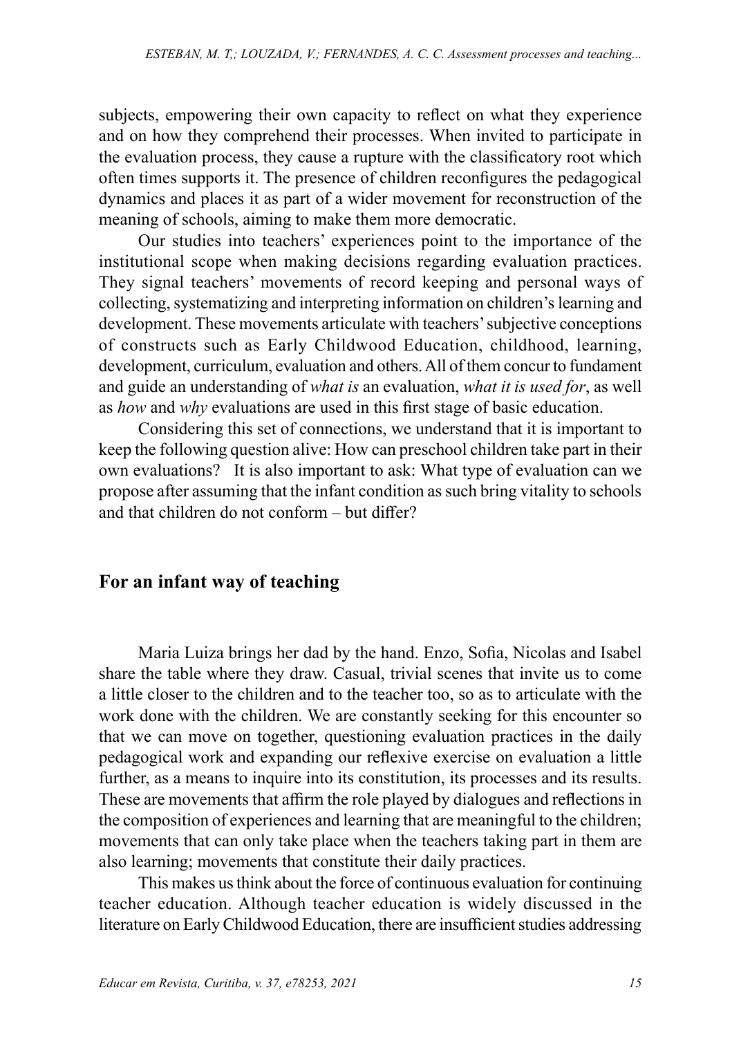subjects, empowering their own capacity to reflect on what they experience and on how they comprehend their processes. When invited to participate in the evaluation process, they cause a rupture with the classificatory root which often times supports it. The presence of children reconfigures the pedagogical dynamics and places it as part of a wider movement for reconstruction of the meaning of schools, aiming to make them more democratic.

Our studies into teachers' experiences point to the importance of the institutional scope when making decisions regarding evaluation practices. They signal teachers' movements of record keeping and personal ways of collecting, systematizing and interpreting information on children's learning and development. These movements articulate with teachers' subjective conceptions of constructs such as Early Childwood Education, childhood, learning, development, curriculum, evaluation and others. All of them concur to fundament and guide an understanding of *what is* an evaluation, *what it is used for*, as well as *how* and *why* evaluations are used in this first stage of basic education.

Considering this set of connections, we understand that it is important to keep the following question alive: How can preschool children take part in their own evaluations? It is also important to ask: What type of evaluation can we propose after assuming that the infant condition as such bring vitality to schools and that children do not conform – but differ?

## For an infant way of teaching

Maria Luiza brings her dad by the hand. Enzo, Sofia, Nicolas and Isabel share the table where they draw. Casual, trivial scenes that invite us to come a little closer to the children and to the teacher too, so as to articulate with the work done with the children. We are constantly seeking for this encounter so that we can move on together, questioning evaluation practices in the daily pedagogical work and expanding our reflexive exercise on evaluation a little further, as a means to inquire into its constitution, its processes and its results. These are movements that affirm the role played by dialogues and reflections in the composition of experiences and learning that are meaningful to the children; movements that can only take place when the teachers taking part in them are also learning; movements that constitute their daily practices.

This makes us think about the force of continuous evaluation for continuing teacher education. Although teacher education is widely discussed in the literature on Early Childwood Education, there are insufficient studies addressing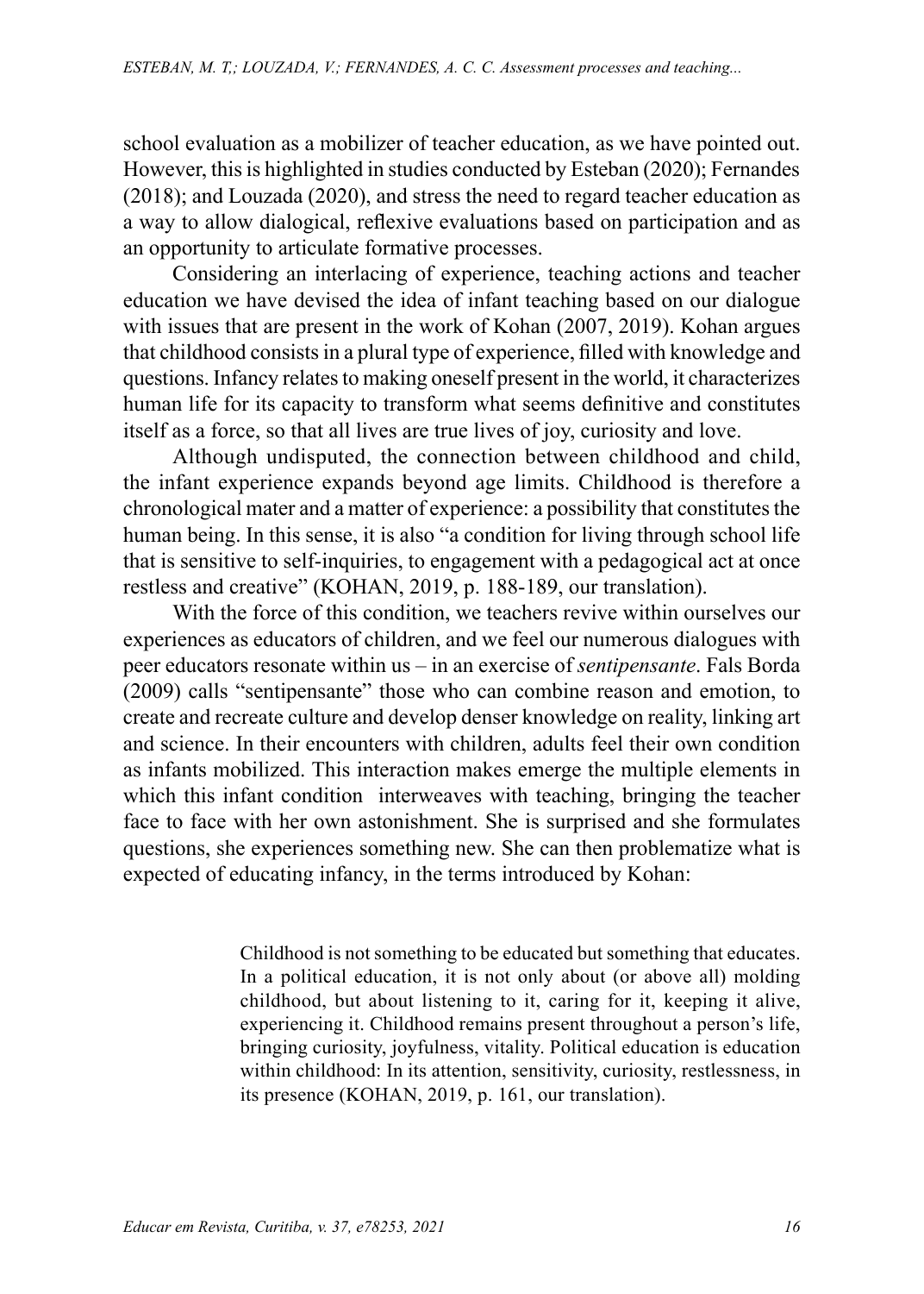school evaluation as a mobilizer of teacher education, as we have pointed out. However, this is highlighted in studies conducted by Esteban (2020); Fernandes (2018); and Louzada (2020), and stress the need to regard teacher education as a way to allow dialogical, reflexive evaluations based on participation and as an opportunity to articulate formative processes.

Considering an interlacing of experience, teaching actions and teacher education we have devised the idea of infant teaching based on our dialogue with issues that are present in the work of Kohan (2007, 2019). Kohan argues that childhood consists in a plural type of experience, filled with knowledge and questions. Infancy relates to making oneself present in the world, it characterizes human life for its capacity to transform what seems definitive and constitutes itself as a force, so that all lives are true lives of joy, curiosity and love.

Although undisputed, the connection between childhood and child, the infant experience expands beyond age limits. Childhood is therefore a chronological mater and a matter of experience: a possibility that constitutes the human being. In this sense, it is also "a condition for living through school life that is sensitive to self-inquiries, to engagement with a pedagogical act at once restless and creative" (KOHAN, 2019, p. 188-189, our translation).

With the force of this condition, we teachers revive within ourselves our experiences as educators of children, and we feel our numerous dialogues with peer educators resonate within us – in an exercise of *sentipensante*. Fals Borda (2009) calls "sentipensante" those who can combine reason and emotion, to create and recreate culture and develop denser knowledge on reality, linking art and science. In their encounters with children, adults feel their own condition as infants mobilized. This interaction makes emerge the multiple elements in which this infant condition interweaves with teaching, bringing the teacher face to face with her own astonishment. She is surprised and she formulates questions, she experiences something new. She can then problematize what is expected of educating infancy, in the terms introduced by Kohan:

> Childhood is not something to be educated but something that educates. In a political education, it is not only about (or above all) molding childhood, but about listening to it, caring for it, keeping it alive, experiencing it. Childhood remains present throughout a person's life, bringing curiosity, joyfulness, vitality. Political education is education within childhood: In its attention, sensitivity, curiosity, restlessness, in its presence (KOHAN, 2019, p. 161, our translation).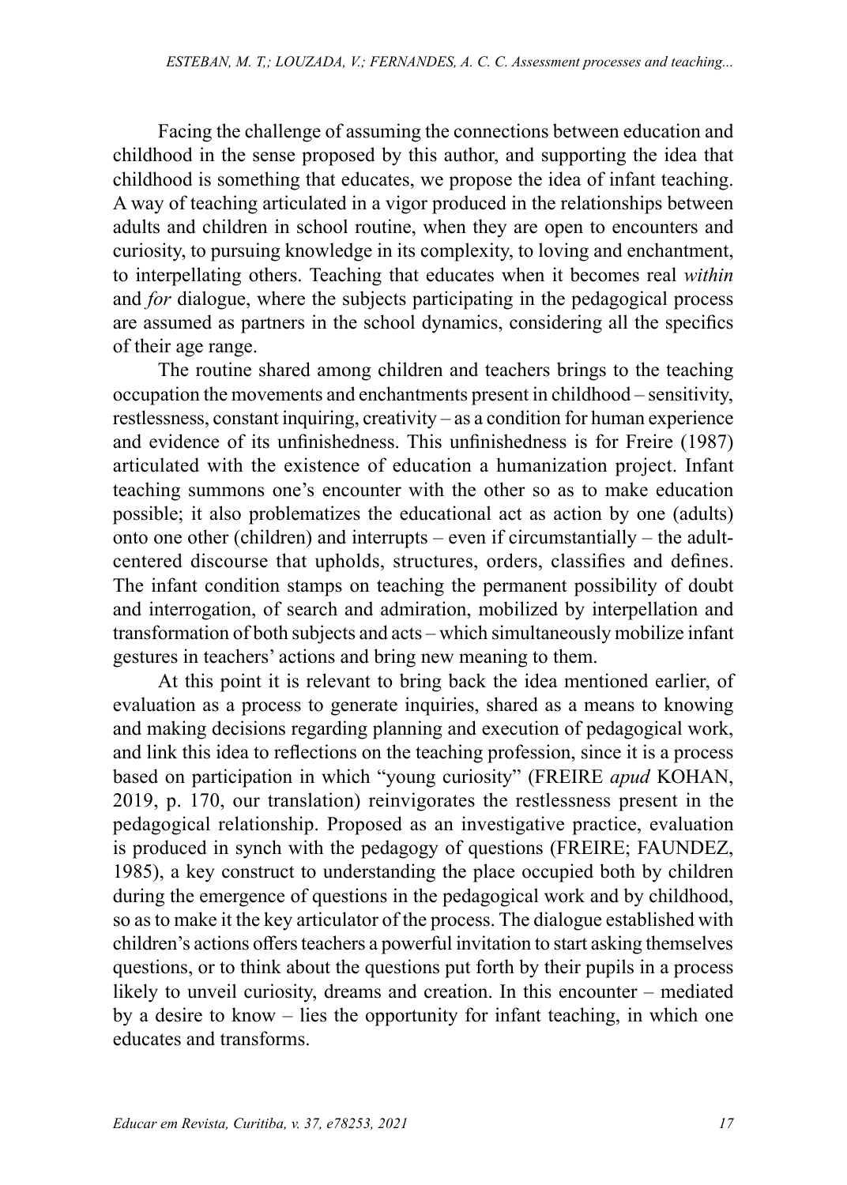Facing the challenge of assuming the connections between education and childhood in the sense proposed by this author, and supporting the idea that childhood is something that educates, we propose the idea of infant teaching. A way of teaching articulated in a vigor produced in the relationships between adults and children in school routine, when they are open to encounters and curiosity, to pursuing knowledge in its complexity, to loving and enchantment, to interpellating others. Teaching that educates when it becomes real *within* and *for* dialogue, where the subjects participating in the pedagogical process are assumed as partners in the school dynamics, considering all the specifics of their age range.

The routine shared among children and teachers brings to the teaching occupation the movements and enchantments present in childhood – sensitivity, restlessness, constant inquiring, creativity – as a condition for human experience and evidence of its unfinishedness. This unfinishedness is for Freire (1987) articulated with the existence of education a humanization project. Infant teaching summons one's encounter with the other so as to make education possible; it also problematizes the educational act as action by one (adults) onto one other (children) and interrupts – even if circumstantially – the adult-centered discourse that upholds, structures, orders, classifies and defines. The infant condition stamps on teaching the permanent possibility of doubt and interrogation, of search and admiration, mobilized by interpellation and transformation of both subjects and acts – which simultaneously mobilize infant gestures in teachers' actions and bring new meaning to them.

At this point it is relevant to bring back the idea mentioned earlier, of evaluation as a process to generate inquiries, shared as a means to knowing and making decisions regarding planning and execution of pedagogical work, and link this idea to reflections on the teaching profession, since it is a process based on participation in which "young curiosity" (FREIRE *apud* KOHAN, 2019, p. 170, our translation) reinvigorates the restlessness present in the pedagogical relationship. Proposed as an investigative practice, evaluation is produced in synch with the pedagogy of questions (FREIRE; FAUNDEZ, 1985), a key construct to understanding the place occupied both by children during the emergence of questions in the pedagogical work and by childhood, so as to make it the key articulator of the process. The dialogue established with children's actions offers teachers a powerful invitation to start asking themselves questions, or to think about the questions put forth by their pupils in a process likely to unveil curiosity, dreams and creation. In this encounter – mediated by a desire to know – lies the opportunity for infant teaching, in which one educates and transforms.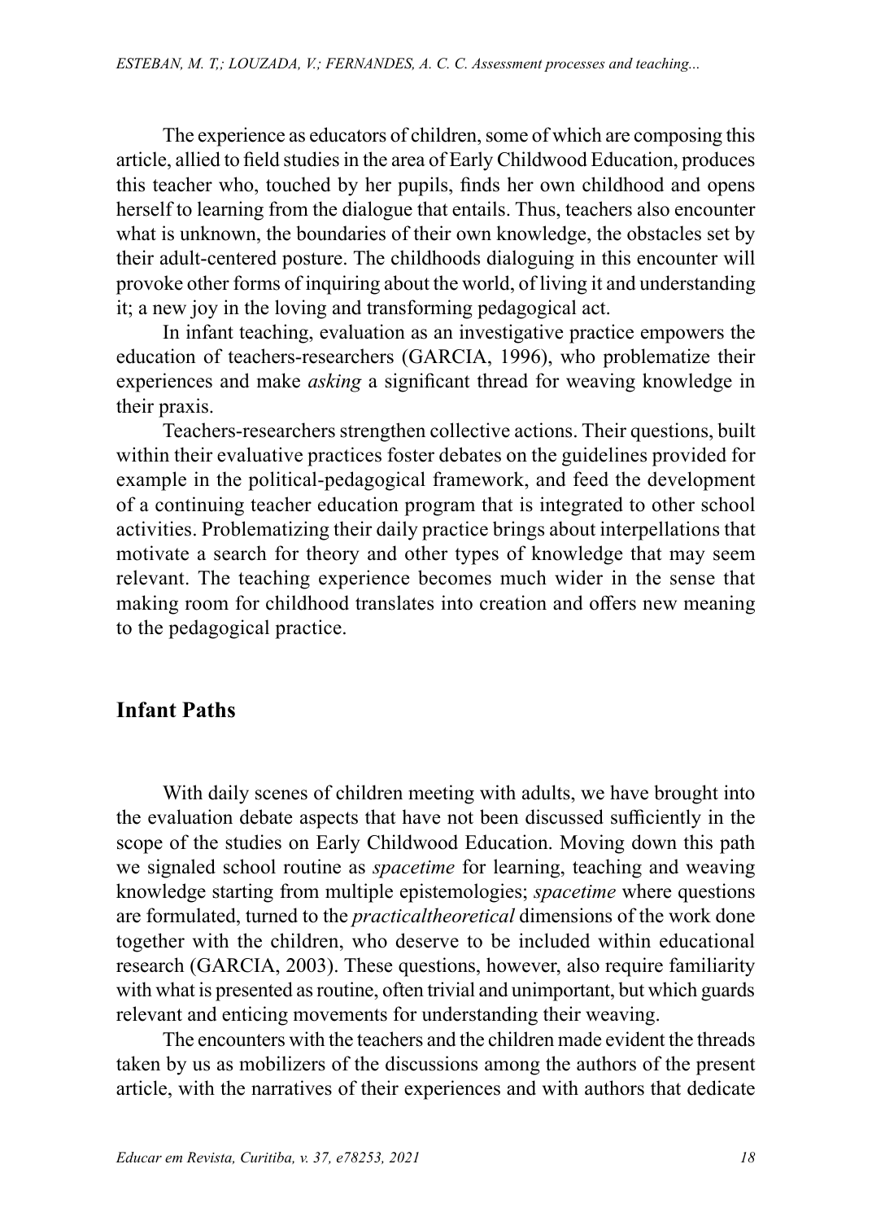The experience as educators of children, some of which are composing this article, allied to field studies in the area of Early Childwood Education, produces this teacher who, touched by her pupils, finds her own childhood and opens herself to learning from the dialogue that entails. Thus, teachers also encounter what is unknown, the boundaries of their own knowledge, the obstacles set by their adult-centered posture. The childhoods dialoguing in this encounter will provoke other forms of inquiring about the world, of living it and understanding it; a new joy in the loving and transforming pedagogical act.

In infant teaching, evaluation as an investigative practice empowers the education of teachers-researchers (GARCIA, 1996), who problematize their experiences and make *asking* a significant thread for weaving knowledge in their praxis.

Teachers-researchers strengthen collective actions. Their questions, built within their evaluative practices foster debates on the guidelines provided for example in the political-pedagogical framework, and feed the development of a continuing teacher education program that is integrated to other school activities. Problematizing their daily practice brings about interpellations that motivate a search for theory and other types of knowledge that may seem relevant. The teaching experience becomes much wider in the sense that making room for childhood translates into creation and offers new meaning to the pedagogical practice.

## Infant Paths

With daily scenes of children meeting with adults, we have brought into the evaluation debate aspects that have not been discussed sufficiently in the scope of the studies on Early Childwood Education. Moving down this path we signaled school routine as *spacetime* for learning, teaching and weaving knowledge starting from multiple epistemologies; *spacetime* where questions are formulated, turned to the *practicaltheoretical* dimensions of the work done together with the children, who deserve to be included within educational research (GARCIA, 2003). These questions, however, also require familiarity with what is presented as routine, often trivial and unimportant, but which guards relevant and enticing movements for understanding their weaving.

The encounters with the teachers and the children made evident the threads taken by us as mobilizers of the discussions among the authors of the present article, with the narratives of their experiences and with authors that dedicate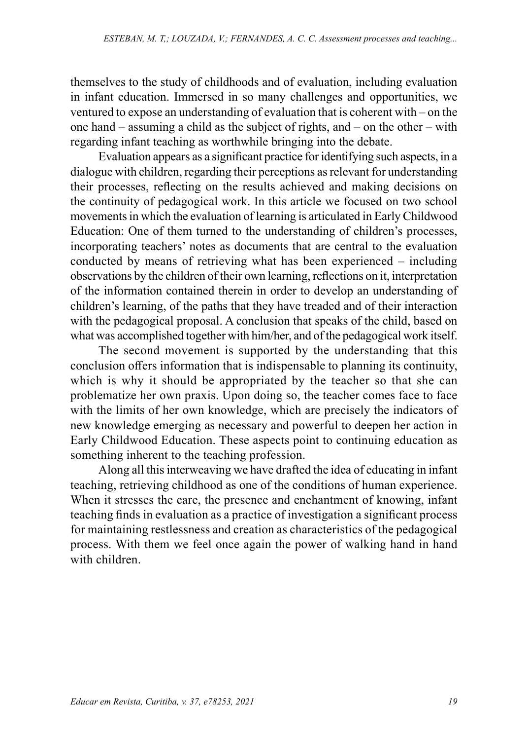themselves to the study of childhoods and of evaluation, including evaluation in infant education. Immersed in so many challenges and opportunities, we ventured to expose an understanding of evaluation that is coherent with – on the one hand – assuming a child as the subject of rights, and – on the other – with regarding infant teaching as worthwhile bringing into the debate.

Evaluation appears as a significant practice for identifying such aspects, in a dialogue with children, regarding their perceptions as relevant for understanding their processes, reflecting on the results achieved and making decisions on the continuity of pedagogical work. In this article we focused on two school movements in which the evaluation of learning is articulated in Early Childwood Education: One of them turned to the understanding of children's processes, incorporating teachers' notes as documents that are central to the evaluation conducted by means of retrieving what has been experienced – including observations by the children of their own learning, reflections on it, interpretation of the information contained therein in order to develop an understanding of children's learning, of the paths that they have treaded and of their interaction with the pedagogical proposal. A conclusion that speaks of the child, based on what was accomplished together with him/her, and of the pedagogical work itself.

The second movement is supported by the understanding that this conclusion offers information that is indispensable to planning its continuity, which is why it should be appropriated by the teacher so that she can problematize her own praxis. Upon doing so, the teacher comes face to face with the limits of her own knowledge, which are precisely the indicators of new knowledge emerging as necessary and powerful to deepen her action in Early Childwood Education. These aspects point to continuing education as something inherent to the teaching profession.

Along all this interweaving we have drafted the idea of educating in infant teaching, retrieving childhood as one of the conditions of human experience. When it stresses the care, the presence and enchantment of knowing, infant teaching finds in evaluation as a practice of investigation a significant process for maintaining restlessness and creation as characteristics of the pedagogical process. With them we feel once again the power of walking hand in hand with children.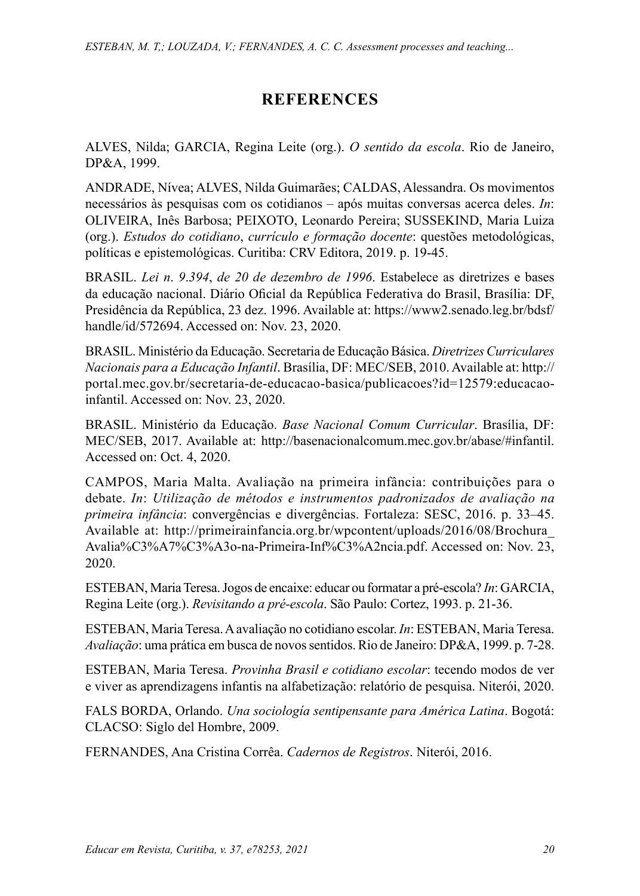# REFERENCES

ALVES, Nilda; GARCIA, Regina Leite (org.). *O sentido da escola*. Rio de Janeiro, DP&A, 1999.

ANDRADE, Nívea; ALVES, Nilda Guimarães; CALDAS, Alessandra. Os movimentos necessários às pesquisas com os cotidianos – após muitas conversas acerca deles. *In*: OLIVEIRA, Inês Barbosa; PEIXOTO, Leonardo Pereira; SUSSEKIND, Maria Luiza (org.). *Estudos do cotidiano*, *currículo e formação docente*: questões metodológicas, políticas e epistemológicas. Curitiba: CRV Editora, 2019. p. 19-45.

BRASIL. *Lei n. 9.394*, *de 20 de dezembro de 1996*. Estabelece as diretrizes e bases da educação nacional. Diário Oficial da República Federativa do Brasil, Brasília: DF, Presidência da República, 23 dez. 1996. Available at: https://www2.senado.leg.br/bdsf/handle/id/572694. Accessed on: Nov. 23, 2020.

BRASIL. Ministério da Educação. Secretaria de Educação Básica. *Diretrizes Curriculares Nacionais para a Educação Infantil*. Brasília, DF: MEC/SEB, 2010. Available at: http://portal.mec.gov.br/secretaria-de-educacao-basica/publicacoes?id=12579:educacao-infantil. Accessed on: Nov. 23, 2020.

BRASIL. Ministério da Educação. *Base Nacional Comum Curricular*. Brasília, DF: MEC/SEB, 2017. Available at: http://basenacionalcomum.mec.gov.br/abase/#infantil. Accessed on: Oct. 4, 2020.

CAMPOS, Maria Malta. Avaliação na primeira infância: contribuições para o debate. *In*: *Utilização de métodos e instrumentos padronizados de avaliação na primeira infância*: convergências e divergências. Fortaleza: SESC, 2016. p. 33–45. Available at: http://primeirainfancia.org.br/wpcontent/uploads/2016/08/Brochura_Avalia%C3%A7%C3%A3o-na-Primeira-Inf%C3%A2ncia.pdf. Accessed on: Nov. 23, 2020.

ESTEBAN, Maria Teresa. Jogos de encaixe: educar ou formatar a pré-escola? *In*: GARCIA, Regina Leite (org.). *Revisitando a pré-escola*. São Paulo: Cortez, 1993. p. 21-36.

ESTEBAN, Maria Teresa. A avaliação no cotidiano escolar. *In*: ESTEBAN, Maria Teresa. *Avaliação*: uma prática em busca de novos sentidos. Rio de Janeiro: DP&A, 1999. p. 7-28.

ESTEBAN, Maria Teresa. *Provinha Brasil e cotidiano escolar*: tecendo modos de ver e viver as aprendizagens infantis na alfabetização: relatório de pesquisa. Niterói, 2020.

FALS BORDA, Orlando. *Una sociología sentipensante para América Latina*. Bogotá: CLACSO: Siglo del Hombre, 2009.

FERNANDES, Ana Cristina Corrêa. *Cadernos de Registros*. Niterói, 2016.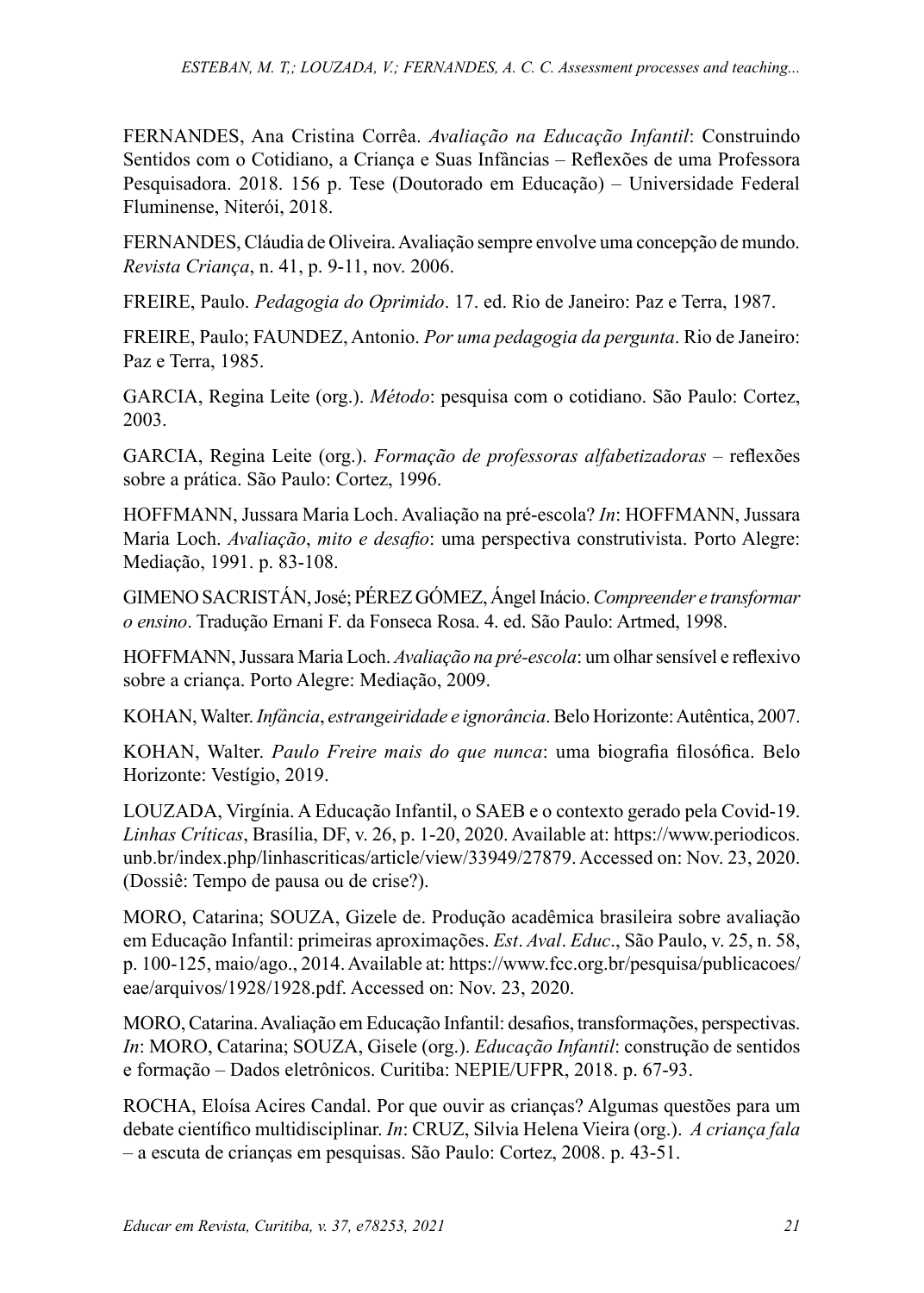FERNANDES, Ana Cristina Corrêa. *Avaliação na Educação Infantil*: Construindo Sentidos com o Cotidiano, a Criança e Suas Infâncias – Reflexões de uma Professora Pesquisadora. 2018. 156 p. Tese (Doutorado em Educação) – Universidade Federal Fluminense, Niterói, 2018.

FERNANDES, Cláudia de Oliveira. Avaliação sempre envolve uma concepção de mundo. *Revista Criança*, n. 41, p. 9-11, nov. 2006.

FREIRE, Paulo. *Pedagogia do Oprimido*. 17. ed. Rio de Janeiro: Paz e Terra, 1987.

FREIRE, Paulo; FAUNDEZ, Antonio. *Por uma pedagogia da pergunta*. Rio de Janeiro: Paz e Terra, 1985.

GARCIA, Regina Leite (org.). *Método*: pesquisa com o cotidiano. São Paulo: Cortez, 2003.

GARCIA, Regina Leite (org.). *Formação de professoras alfabetizadoras* – reflexões sobre a prática. São Paulo: Cortez, 1996.

HOFFMANN, Jussara Maria Loch. Avaliação na pré-escola? *In*: HOFFMANN, Jussara Maria Loch. *Avaliação*, *mito e desafio*: uma perspectiva construtivista. Porto Alegre: Mediação, 1991. p. 83-108.

GIMENO SACRISTÁN, José; PÉREZ GÓMEZ, Ángel Inácio. *Compreender e transformar o ensino*. Tradução Ernani F. da Fonseca Rosa. 4. ed. São Paulo: Artmed, 1998.

HOFFMANN, Jussara Maria Loch. *Avaliação na pré-escola*: um olhar sensível e reflexivo sobre a criança. Porto Alegre: Mediação, 2009.

KOHAN, Walter. *Infância*, *estrangeiridade e ignorância*. Belo Horizonte: Autêntica, 2007.

KOHAN, Walter. *Paulo Freire mais do que nunca*: uma biografia filosófica. Belo Horizonte: Vestígio, 2019.

LOUZADA, Virgínia. A Educação Infantil, o SAEB e o contexto gerado pela Covid-19. *Linhas Críticas*, Brasília, DF, v. 26, p. 1-20, 2020. Available at: https://www.periodicos.unb.br/index.php/linhascriticas/article/view/33949/27879. Accessed on: Nov. 23, 2020. (Dossiê: Tempo de pausa ou de crise?).

MORO, Catarina; SOUZA, Gizele de. Produção acadêmica brasileira sobre avaliação em Educação Infantil: primeiras aproximações. *Est*. *Aval*. *Educ*., São Paulo, v. 25, n. 58, p. 100-125, maio/ago., 2014. Available at: https://www.fcc.org.br/pesquisa/publicacoes/eae/arquivos/1928/1928.pdf. Accessed on: Nov. 23, 2020.

MORO, Catarina. Avaliação em Educação Infantil: desafios, transformações, perspectivas. *In*: MORO, Catarina; SOUZA, Gisele (org.). *Educação Infantil*: construção de sentidos e formação – Dados eletrônicos. Curitiba: NEPIE/UFPR, 2018. p. 67-93.

ROCHA, Eloísa Acires Candal. Por que ouvir as crianças? Algumas questões para um debate científico multidisciplinar. *In*: CRUZ, Silvia Helena Vieira (org.). *A criança fala* – a escuta de crianças em pesquisas. São Paulo: Cortez, 2008. p. 43-51.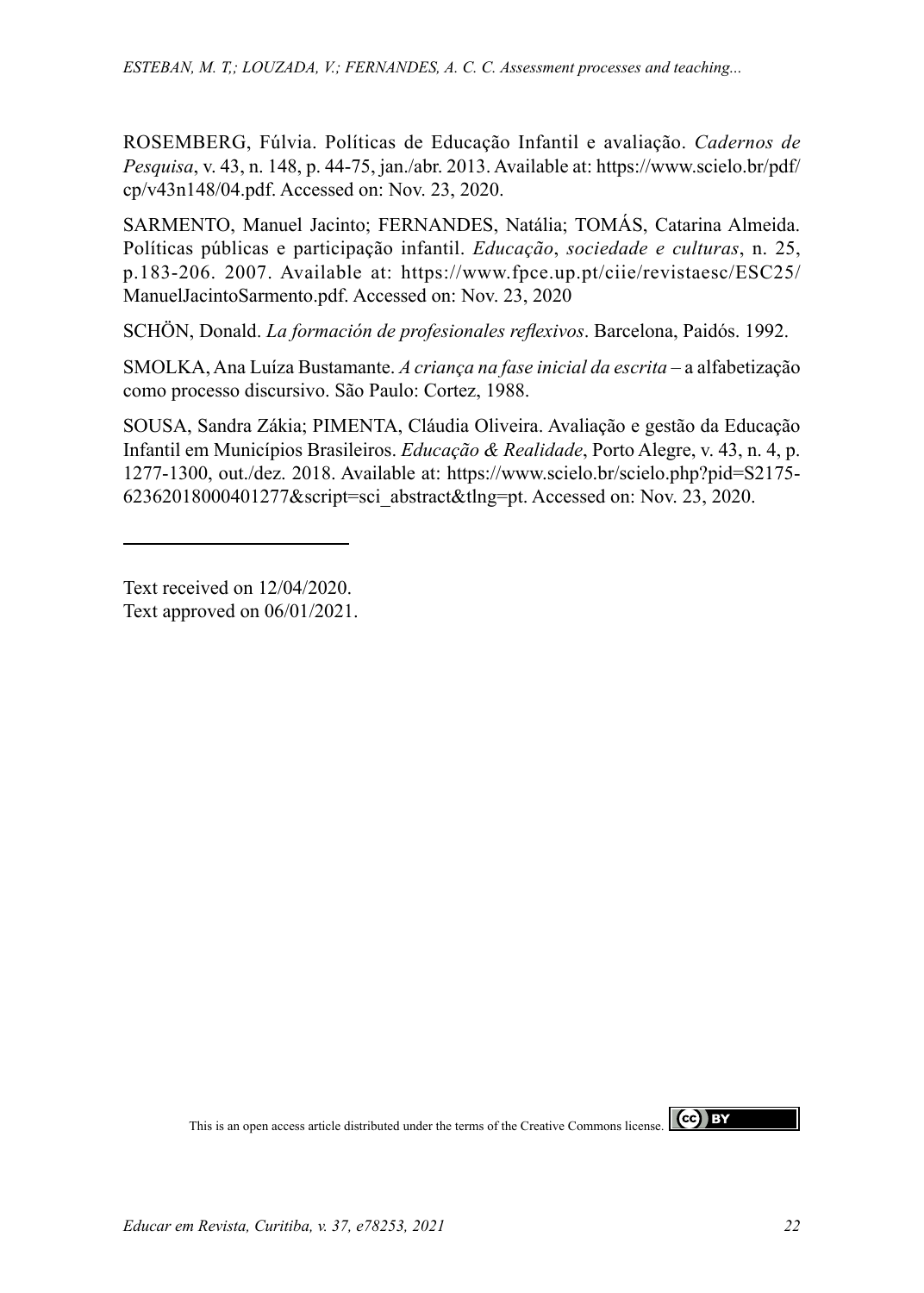ROSEMBERG, Fúlvia. Políticas de Educação Infantil e avaliação. *Cadernos de Pesquisa*, v. 43, n. 148, p. 44-75, jan./abr. 2013. Available at: https://www.scielo.br/pdf/cp/v43n148/04.pdf. Accessed on: Nov. 23, 2020.

SARMENTO, Manuel Jacinto; FERNANDES, Natália; TOMÁS, Catarina Almeida. Políticas públicas e participação infantil. *Educação*, *sociedade e culturas*, n. 25, p.183-206. 2007. Available at: https://www.fpce.up.pt/ciie/revistaesc/ESC25/ManuelJacintoSarmento.pdf. Accessed on: Nov. 23, 2020

SCHÖN, Donald. *La formación de profesionales reflexivos*. Barcelona, Paidós. 1992.

SMOLKA, Ana Luíza Bustamante. *A criança na fase inicial da escrita* – a alfabetização como processo discursivo. São Paulo: Cortez, 1988.

SOUSA, Sandra Zákia; PIMENTA, Cláudia Oliveira. Avaliação e gestão da Educação Infantil em Municípios Brasileiros. *Educação & Realidade*, Porto Alegre, v. 43, n. 4, p. 1277-1300, out./dez. 2018. Available at: https://www.scielo.br/scielo.php?pid=S2175-62362018000401277&script=sci_abstract&tlng=pt. Accessed on: Nov. 23, 2020.

---

Text received on 12/04/2020.
Text approved on 06/01/2021.

This is an open access article distributed under the terms of the Creative Commons license.